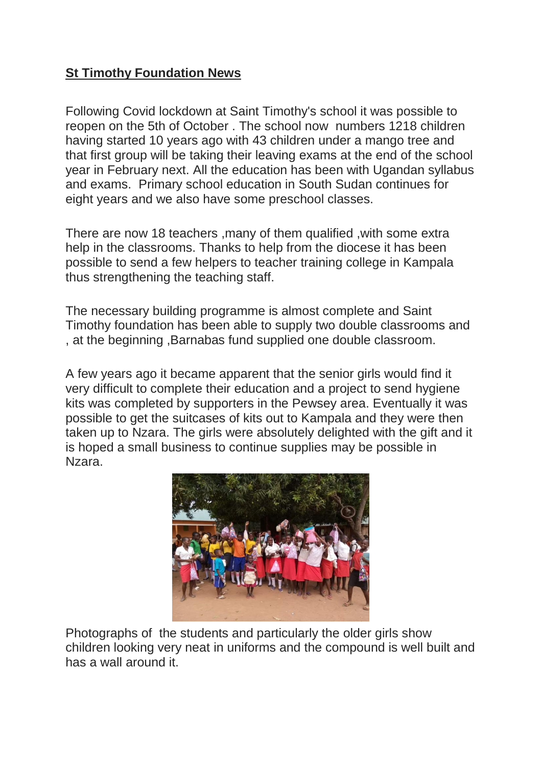**St Timothy Foundation News**

Following Covid lockdown at Saint Timothy's school it was possible to reopen on the 5th of October . The school now numbers 1218 children having started 10 years ago with 43 children under a mango tree and that first group will be taking their leaving exams at the end of the school year in February next. All the education has been with Ugandan syllabus and exams. Primary school education in South Sudan continues for eight years and we also have some preschool classes.

There are now 18 teachers ,many of them qualified ,with some extra help in the classrooms. Thanks to help from the diocese it has been possible to send a few helpers to teacher training college in Kampala thus strengthening the teaching staff.

The necessary building programme is almost complete and Saint Timothy foundation has been able to supply two double classrooms and , at the beginning ,Barnabas fund supplied one double classroom.

A few years ago it became apparent that the senior girls would find it very difficult to complete their education and a project to send hygiene kits was completed by supporters in the Pewsey area. Eventually it was possible to get the suitcases of kits out to Kampala and they were then taken up to Nzara. The girls were absolutely delighted with the gift and it is hoped a small business to continue supplies may be possible in Nzara.

Photographs of the students and particularly the older girls show children looking very neat in uniforms and the compound is well built and has a wall around it.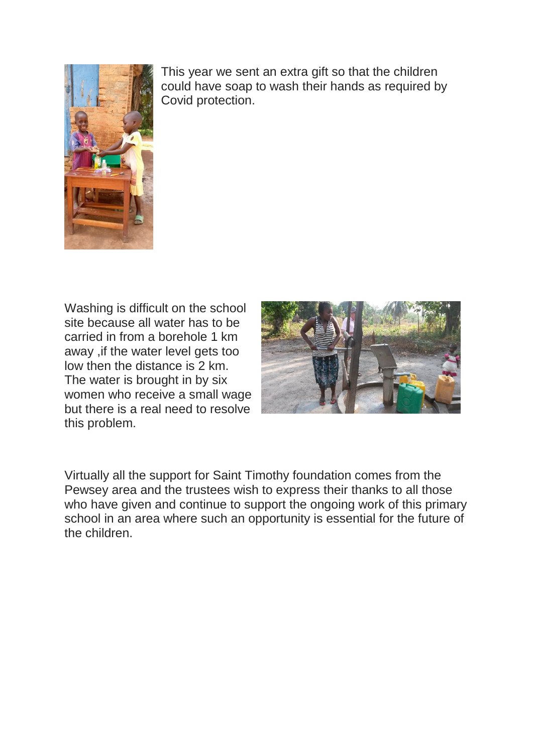This year we sent an extra gift so that the children could have soap to wash their hands as required by Covid protection.

Washing is difficult on the school site because all water has to be carried in from a borehole 1 km away ,if the water level gets too low then the distance is 2 km. The water is brought in by six women who receive a small wage but there is a real need to resolve this problem.

Virtually all the support for Saint Timothy foundation comes from the Pewsey area and the trustees wish to express their thanks to all those who have given and continue to support the ongoing work of this primary school in an area where such an opportunity is essential for the future of the children.